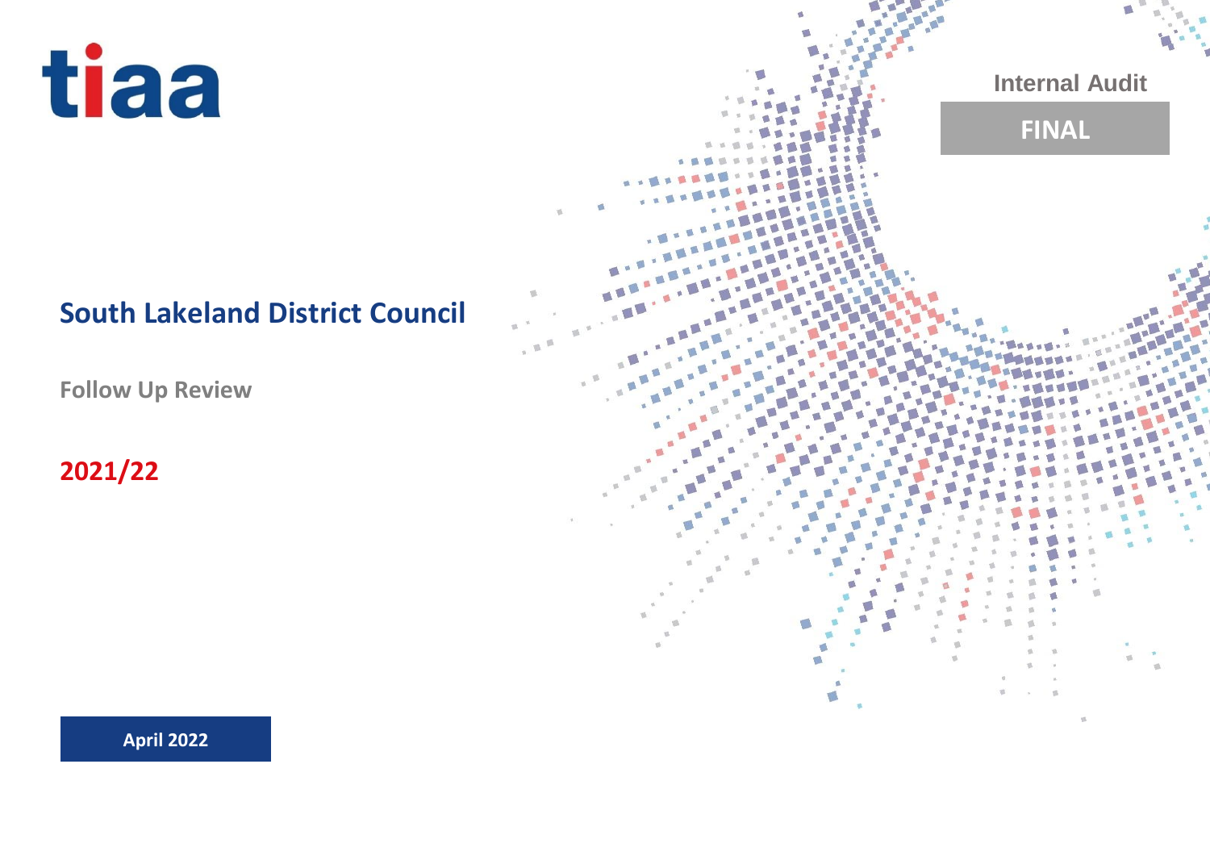tiaa

Internal Audit

**FINAL**

# South Lakeland District Council

## Follow Up Review

## 2021/22

**April 2022**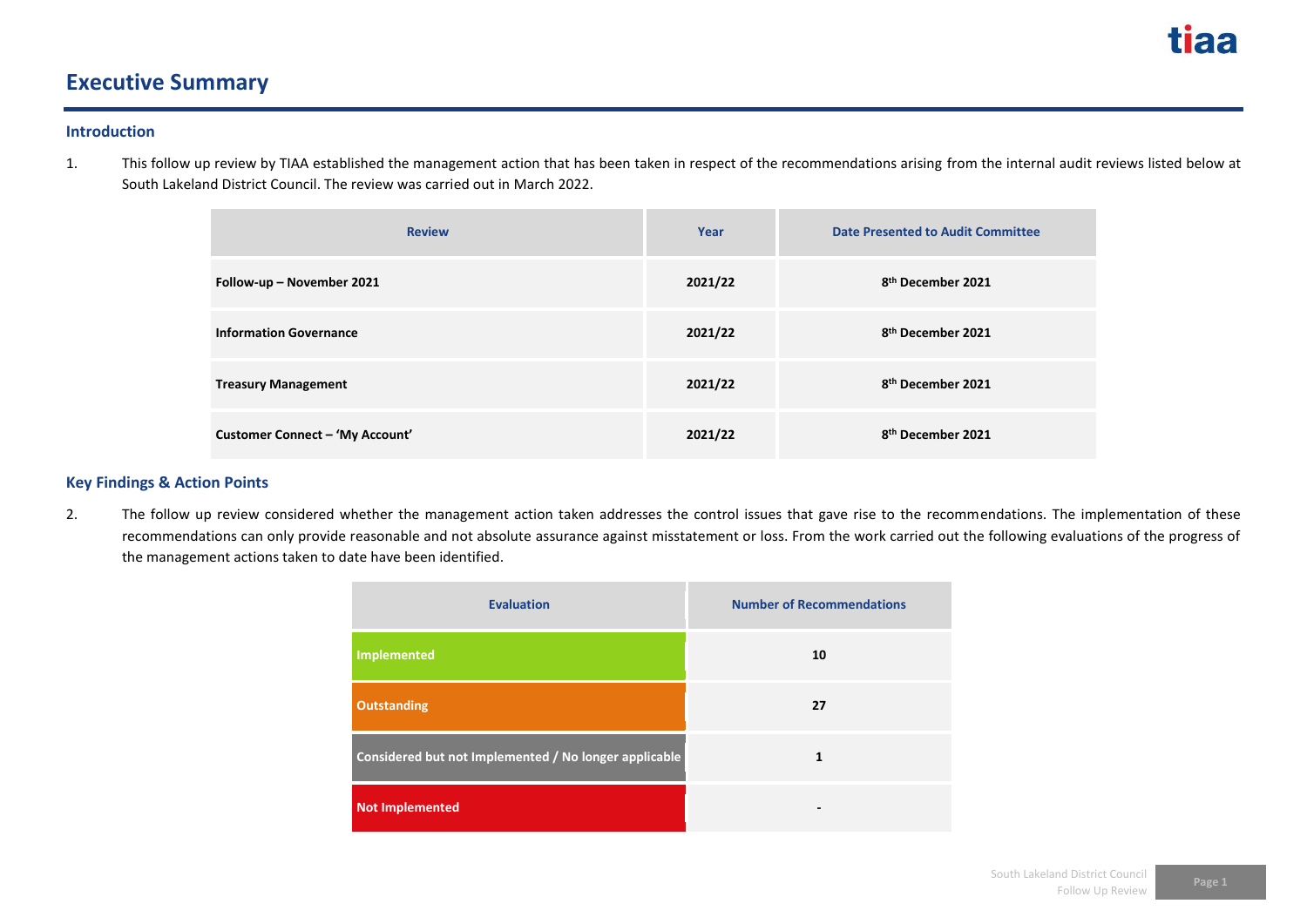# Executive Summary

## Introduction

1. This follow up review by TIAA established the management action that has been taken in respect of the recommendations arising from the internal audit reviews listed below at South Lakeland District Council. The review was carried out in March 2022.

| Review | Year | Date Presented to Audit Committee |
|---|---|---|
| **Follow-up – November 2021** | **2021/22** | **8th December 2021** |
| **Information Governance** | **2021/22** | **8th December 2021** |
| **Treasury Management** | **2021/22** | **8th December 2021** |
| **Customer Connect – 'My Account'** | **2021/22** | **8th December 2021** |

## Key Findings & Action Points

2. The follow up review considered whether the management action taken addresses the control issues that gave rise to the recommendations. The implementation of these recommendations can only provide reasonable and not absolute assurance against misstatement or loss. From the work carried out the following evaluations of the progress of the management actions taken to date have been identified.

| Evaluation | Number of Recommendations |
|---|---|
| **Implemented** | **10** |
| **Outstanding** | **27** |
| **Considered but not Implemented / No longer applicable** | **1** |
| **Not Implemented** | **-** |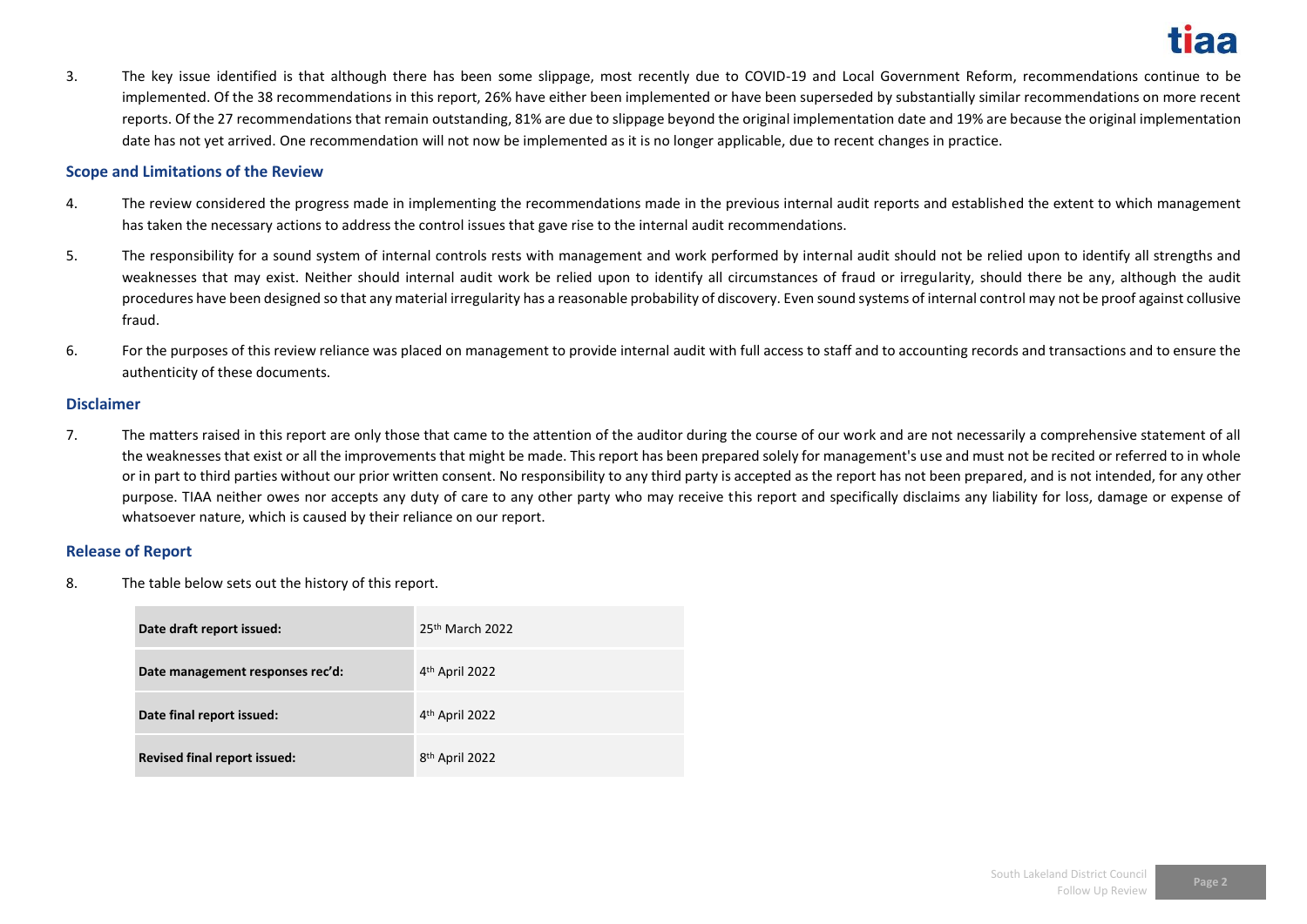3. The key issue identified is that although there has been some slippage, most recently due to COVID-19 and Local Government Reform, recommendations continue to be implemented. Of the 38 recommendations in this report, 26% have either been implemented or have been superseded by substantially similar recommendations on more recent reports. Of the 27 recommendations that remain outstanding, 81% are due to slippage beyond the original implementation date and 19% are because the original implementation date has not yet arrived. One recommendation will not now be implemented as it is no longer applicable, due to recent changes in practice.

### Scope and Limitations of the Review

4. The review considered the progress made in implementing the recommendations made in the previous internal audit reports and established the extent to which management has taken the necessary actions to address the control issues that gave rise to the internal audit recommendations.

5. The responsibility for a sound system of internal controls rests with management and work performed by internal audit should not be relied upon to identify all strengths and weaknesses that may exist. Neither should internal audit work be relied upon to identify all circumstances of fraud or irregularity, should there be any, although the audit procedures have been designed so that any material irregularity has a reasonable probability of discovery. Even sound systems of internal control may not be proof against collusive fraud.

6. For the purposes of this review reliance was placed on management to provide internal audit with full access to staff and to accounting records and transactions and to ensure the authenticity of these documents.

### Disclaimer

7. The matters raised in this report are only those that came to the attention of the auditor during the course of our work and are not necessarily a comprehensive statement of all the weaknesses that exist or all the improvements that might be made. This report has been prepared solely for management's use and must not be recited or referred to in whole or in part to third parties without our prior written consent. No responsibility to any third party is accepted as the report has not been prepared, and is not intended, for any other purpose. TIAA neither owes nor accepts any duty of care to any other party who may receive this report and specifically disclaims any liability for loss, damage or expense of whatsoever nature, which is caused by their reliance on our report.

### Release of Report

8. The table below sets out the history of this report.

| | |
|---|---|
| **Date draft report issued:** | 25th March 2022 |
| **Date management responses rec'd:** | 4th April 2022 |
| **Date final report issued:** | 4th April 2022 |
| **Revised final report issued:** | 8th April 2022 |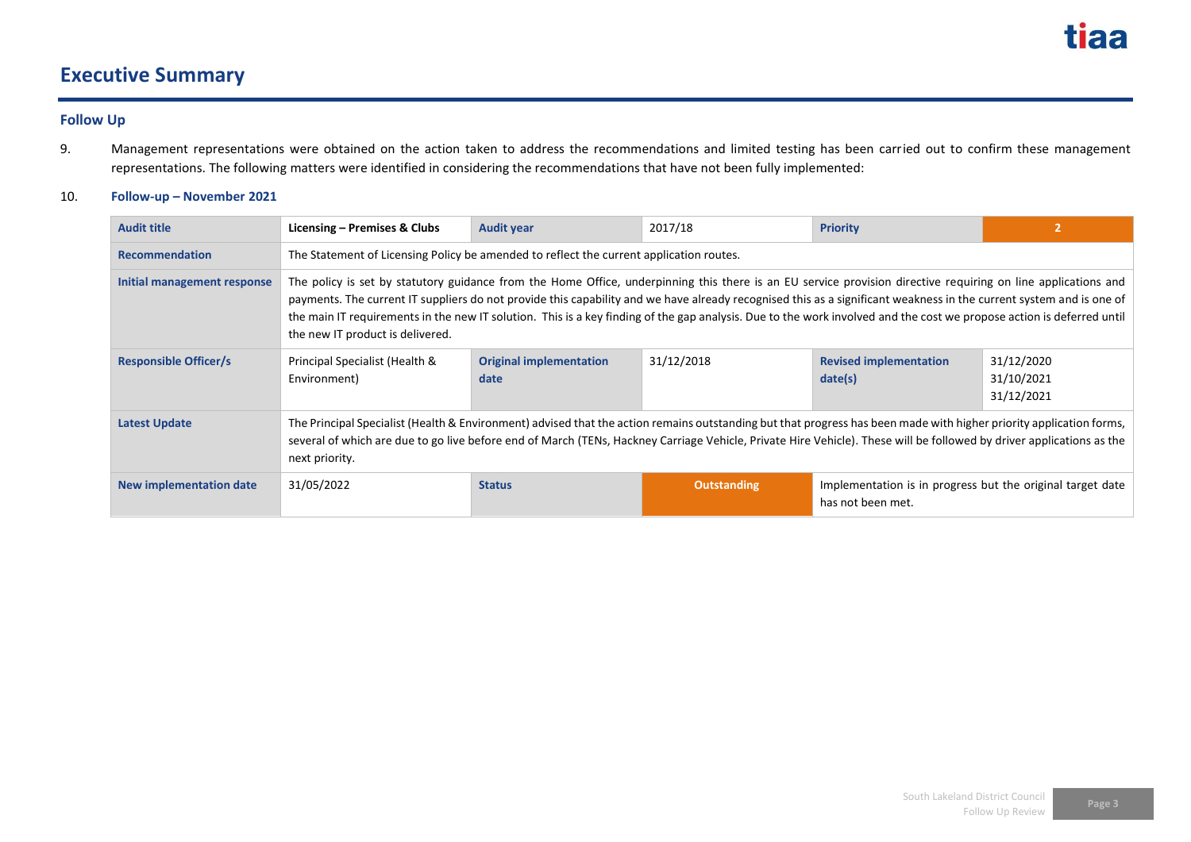# Executive Summary

## Follow Up

9. Management representations were obtained on the action taken to address the recommendations and limited testing has been carried out to confirm these management representations. The following matters were identified in considering the recommendations that have not been fully implemented:

10. **Follow-up – November 2021**

| **Audit title** | **Licensing – Premises & Clubs** | **Audit year** | 2017/18 | **Priority** | **2** |
|---|---|---|---|---|---|
| **Recommendation** | The Statement of Licensing Policy be amended to reflect the current application routes. | | | | |
| **Initial management response** | The policy is set by statutory guidance from the Home Office, underpinning this there is an EU service provision directive requiring on line applications and payments. The current IT suppliers do not provide this capability and we have already recognised this as a significant weakness in the current system and is one of the main IT requirements in the new IT solution. This is a key finding of the gap analysis. Due to the work involved and the cost we propose action is deferred until the new IT product is delivered. | | | | |
| **Responsible Officer/s** | Principal Specialist (Health & Environment) | **Original implementation date** | 31/12/2018 | **Revised implementation date(s)** | 31/12/2020<br>31/10/2021<br>31/12/2021 |
| **Latest Update** | The Principal Specialist (Health & Environment) advised that the action remains outstanding but that progress has been made with higher priority application forms, several of which are due to go live before end of March (TENs, Hackney Carriage Vehicle, Private Hire Vehicle). These will be followed by driver applications as the next priority. | | | | |
| **New implementation date** | 31/05/2022 | **Status** | **Outstanding** | Implementation is in progress but the original target date has not been met. | |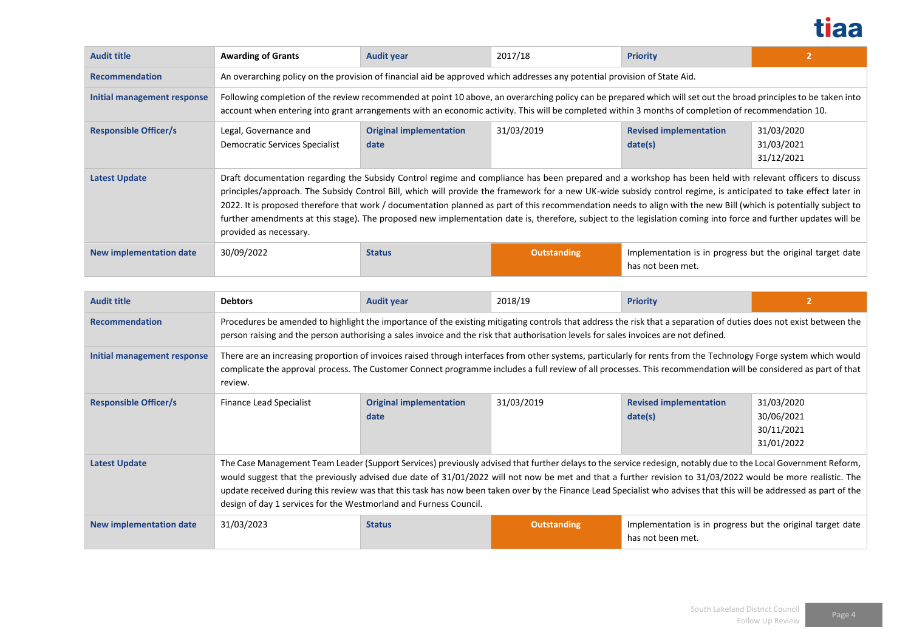| Audit title | Awarding of Grants | Audit year | 2017/18 | Priority | 2 |
|---|---|---|---|---|---|
| Recommendation | An overarching policy on the provision of financial aid be approved which addresses any potential provision of State Aid. | | | | |
| Initial management response | Following completion of the review recommended at point 10 above, an overarching policy can be prepared which will set out the broad principles to be taken into account when entering into grant arrangements with an economic activity. This will be completed within 3 months of completion of recommendation 10. | | | | |
| Responsible Officer/s | Legal, Governance and Democratic Services Specialist | Original implementation date | 31/03/2019 | Revised implementation date(s) | 31/03/2020<br>31/03/2021<br>31/12/2021 |
| Latest Update | Draft documentation regarding the Subsidy Control regime and compliance has been prepared and a workshop has been held with relevant officers to discuss principles/approach. The Subsidy Control Bill, which will provide the framework for a new UK-wide subsidy control regime, is anticipated to take effect later in 2022. It is proposed therefore that work / documentation planned as part of this recommendation needs to align with the new Bill (which is potentially subject to further amendments at this stage). The proposed new implementation date is, therefore, subject to the legislation coming into force and further updates will be provided as necessary. | | | | |
| New implementation date | 30/09/2022 | Status | Outstanding | Implementation is in progress but the original target date has not been met. | |

| Audit title | Debtors | Audit year | 2018/19 | Priority | 2 |
|---|---|---|---|---|---|
| Recommendation | Procedures be amended to highlight the importance of the existing mitigating controls that address the risk that a separation of duties does not exist between the person raising and the person authorising a sales invoice and the risk that authorisation levels for sales invoices are not defined. | | | | |
| Initial management response | There are an increasing proportion of invoices raised through interfaces from other systems, particularly for rents from the Technology Forge system which would complicate the approval process. The Customer Connect programme includes a full review of all processes. This recommendation will be considered as part of that review. | | | | |
| Responsible Officer/s | Finance Lead Specialist | Original implementation date | 31/03/2019 | Revised implementation date(s) | 31/03/2020<br>30/06/2021<br>30/11/2021<br>31/01/2022 |
| Latest Update | The Case Management Team Leader (Support Services) previously advised that further delays to the service redesign, notably due to the Local Government Reform, would suggest that the previously advised due date of 31/01/2022 will not now be met and that a further revision to 31/03/2022 would be more realistic. The update received during this review was that this task has now been taken over by the Finance Lead Specialist who advises that this will be addressed as part of the design of day 1 services for the Westmorland and Furness Council. | | | | |
| New implementation date | 31/03/2023 | Status | Outstanding | Implementation is in progress but the original target date has not been met. | |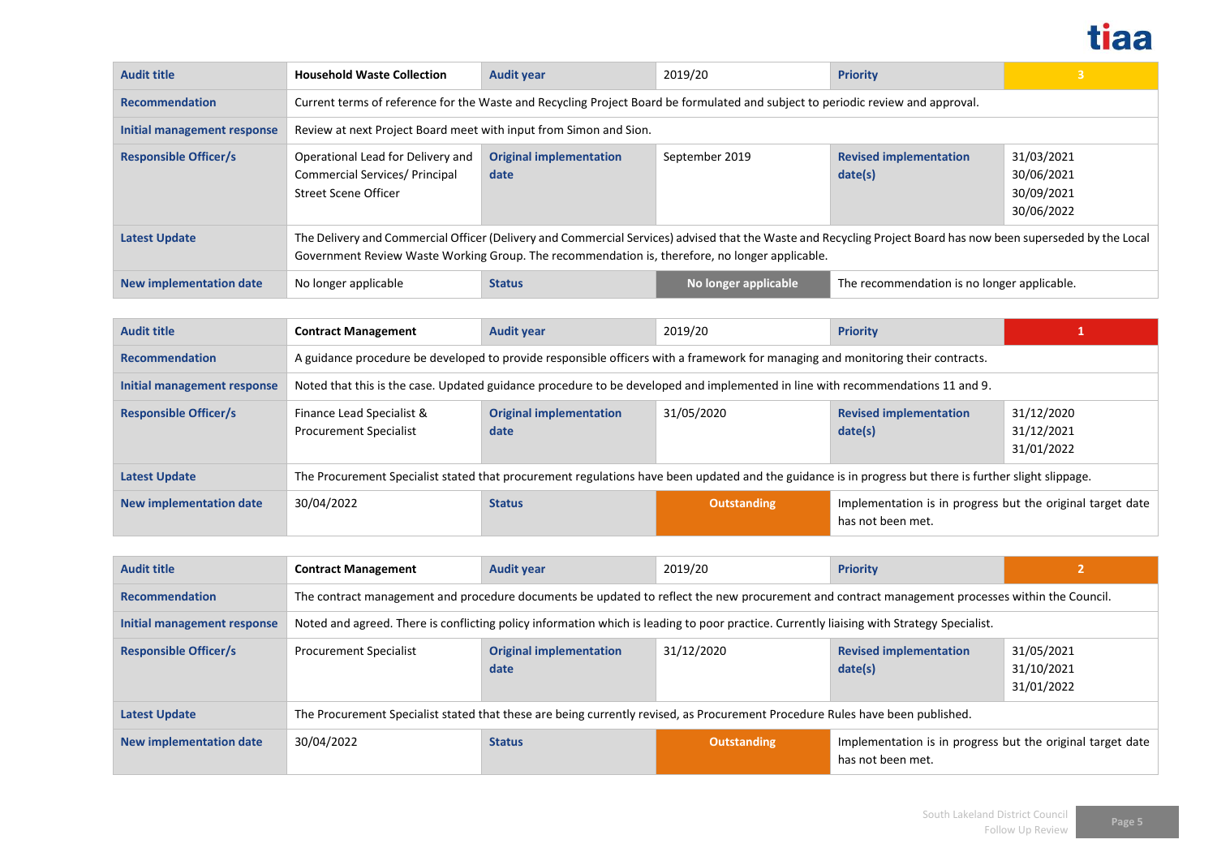| Audit title | Household Waste Collection | Audit year | 2019/20 | Priority | 3 |
|---|---|---|---|---|---|
| Recommendation | Current terms of reference for the Waste and Recycling Project Board be formulated and subject to periodic review and approval. | | | | |
| Initial management response | Review at next Project Board meet with input from Simon and Sion. | | | | |
| Responsible Officer/s | Operational Lead for Delivery and Commercial Services/ Principal Street Scene Officer | Original implementation date | September 2019 | Revised implementation date(s) | 31/03/2021<br>30/06/2021<br>30/09/2021<br>30/06/2022 |
| Latest Update | The Delivery and Commercial Officer (Delivery and Commercial Services) advised that the Waste and Recycling Project Board has now been superseded by the Local Government Review Waste Working Group. The recommendation is, therefore, no longer applicable. | | | | |
| New implementation date | No longer applicable | Status | No longer applicable | The recommendation is no longer applicable. | |

| Audit title | Contract Management | Audit year | 2019/20 | Priority | 1 |
|---|---|---|---|---|---|
| Recommendation | A guidance procedure be developed to provide responsible officers with a framework for managing and monitoring their contracts. | | | | |
| Initial management response | Noted that this is the case. Updated guidance procedure to be developed and implemented in line with recommendations 11 and 9. | | | | |
| Responsible Officer/s | Finance Lead Specialist & Procurement Specialist | Original implementation date | 31/05/2020 | Revised implementation date(s) | 31/12/2020<br>31/12/2021<br>31/01/2022 |
| Latest Update | The Procurement Specialist stated that procurement regulations have been updated and the guidance is in progress but there is further slight slippage. | | | | |
| New implementation date | 30/04/2022 | Status | Outstanding | Implementation is in progress but the original target date has not been met. | |

| Audit title | Contract Management | Audit year | 2019/20 | Priority | 2 |
|---|---|---|---|---|---|
| Recommendation | The contract management and procedure documents be updated to reflect the new procurement and contract management processes within the Council. | | | | |
| Initial management response | Noted and agreed. There is conflicting policy information which is leading to poor practice. Currently liaising with Strategy Specialist. | | | | |
| Responsible Officer/s | Procurement Specialist | Original implementation date | 31/12/2020 | Revised implementation date(s) | 31/05/2021<br>31/10/2021<br>31/01/2022 |
| Latest Update | The Procurement Specialist stated that these are being currently revised, as Procurement Procedure Rules have been published. | | | | |
| New implementation date | 30/04/2022 | Status | Outstanding | Implementation is in progress but the original target date has not been met. | |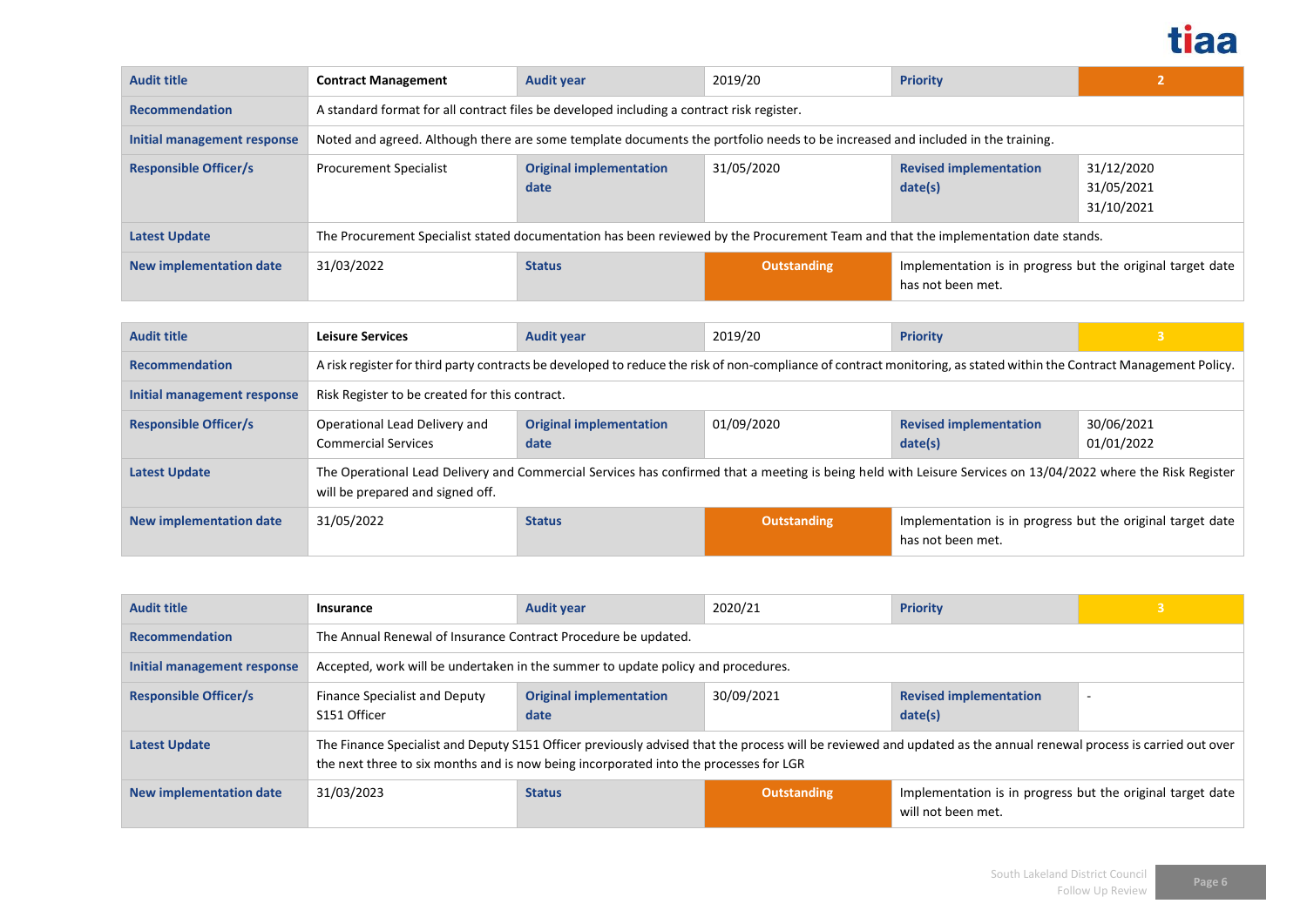| Audit title | Contract Management | Audit year | 2019/20 | Priority | 2 |
|---|---|---|---|---|---|
| Recommendation | A standard format for all contract files be developed including a contract risk register. | | | | |
| Initial management response | Noted and agreed. Although there are some template documents the portfolio needs to be increased and included in the training. | | | | |
| Responsible Officer/s | Procurement Specialist | Original implementation date | 31/05/2020 | Revised implementation date(s) | 31/12/2020<br>31/05/2021<br>31/10/2021 |
| Latest Update | The Procurement Specialist stated documentation has been reviewed by the Procurement Team and that the implementation date stands. | | | | |
| New implementation date | 31/03/2022 | Status | Outstanding | Implementation is in progress but the original target date has not been met. | |

| Audit title | Leisure Services | Audit year | 2019/20 | Priority | 3 |
|---|---|---|---|---|---|
| Recommendation | A risk register for third party contracts be developed to reduce the risk of non-compliance of contract monitoring, as stated within the Contract Management Policy. | | | | |
| Initial management response | Risk Register to be created for this contract. | | | | |
| Responsible Officer/s | Operational Lead Delivery and Commercial Services | Original implementation date | 01/09/2020 | Revised implementation date(s) | 30/06/2021<br>01/01/2022 |
| Latest Update | The Operational Lead Delivery and Commercial Services has confirmed that a meeting is being held with Leisure Services on 13/04/2022 where the Risk Register will be prepared and signed off. | | | | |
| New implementation date | 31/05/2022 | Status | Outstanding | Implementation is in progress but the original target date has not been met. | |

| Audit title | Insurance | Audit year | 2020/21 | Priority | 3 |
|---|---|---|---|---|---|
| Recommendation | The Annual Renewal of Insurance Contract Procedure be updated. | | | | |
| Initial management response | Accepted, work will be undertaken in the summer to update policy and procedures. | | | | |
| Responsible Officer/s | Finance Specialist and Deputy S151 Officer | Original implementation date | 30/09/2021 | Revised implementation date(s) | - |
| Latest Update | The Finance Specialist and Deputy S151 Officer previously advised that the process will be reviewed and updated as the annual renewal process is carried out over the next three to six months and is now being incorporated into the processes for LGR | | | | |
| New implementation date | 31/03/2023 | Status | Outstanding | Implementation is in progress but the original target date will not been met. | |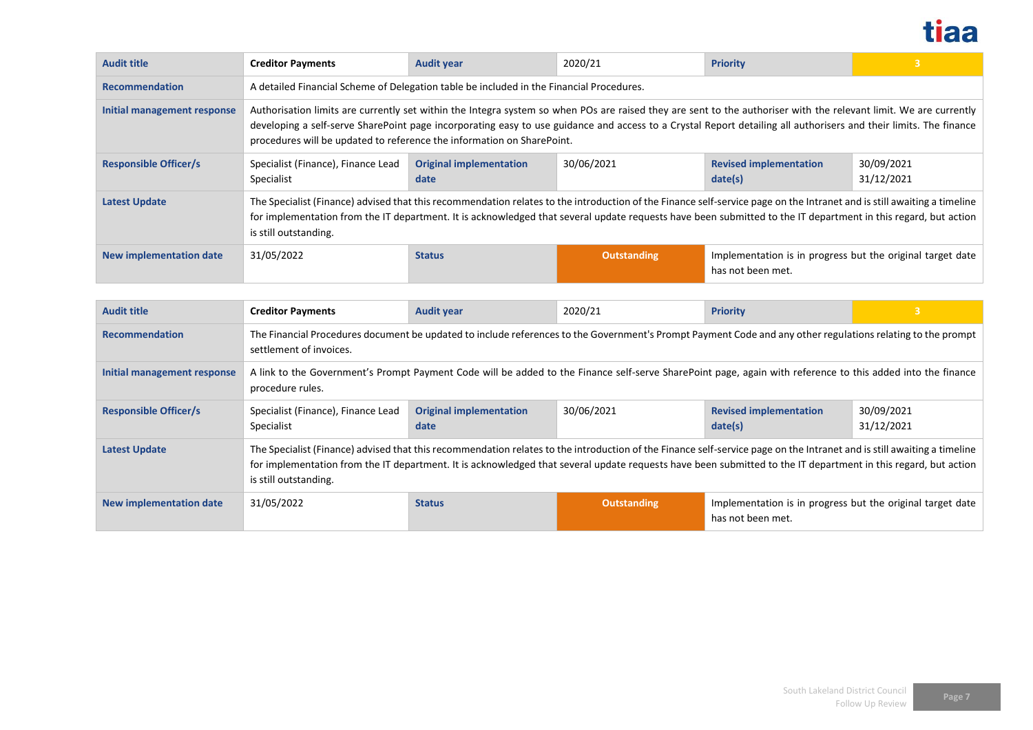| Audit title | Creditor Payments | Audit year | 2020/21 | Priority | 3 |
|---|---|---|---|---|---|
| Recommendation | A detailed Financial Scheme of Delegation table be included in the Financial Procedures. | | | | |
| Initial management response | Authorisation limits are currently set within the Integra system so when POs are raised they are sent to the authoriser with the relevant limit. We are currently developing a self-serve SharePoint page incorporating easy to use guidance and access to a Crystal Report detailing all authorisers and their limits. The finance procedures will be updated to reference the information on SharePoint. | | | | |
| Responsible Officer/s | Specialist (Finance), Finance Lead Specialist | Original implementation date | 30/06/2021 | Revised implementation date(s) | 30/09/2021 31/12/2021 |
| Latest Update | The Specialist (Finance) advised that this recommendation relates to the introduction of the Finance self-service page on the Intranet and is still awaiting a timeline for implementation from the IT department. It is acknowledged that several update requests have been submitted to the IT department in this regard, but action is still outstanding. | | | | |
| New implementation date | 31/05/2022 | Status | Outstanding | Implementation is in progress but the original target date has not been met. | |

| Audit title | Creditor Payments | Audit year | 2020/21 | Priority | 3 |
|---|---|---|---|---|---|
| Recommendation | The Financial Procedures document be updated to include references to the Government's Prompt Payment Code and any other regulations relating to the prompt settlement of invoices. | | | | |
| Initial management response | A link to the Government's Prompt Payment Code will be added to the Finance self-serve SharePoint page, again with reference to this added into the finance procedure rules. | | | | |
| Responsible Officer/s | Specialist (Finance), Finance Lead Specialist | Original implementation date | 30/06/2021 | Revised implementation date(s) | 30/09/2021 31/12/2021 |
| Latest Update | The Specialist (Finance) advised that this recommendation relates to the introduction of the Finance self-service page on the Intranet and is still awaiting a timeline for implementation from the IT department. It is acknowledged that several update requests have been submitted to the IT department in this regard, but action is still outstanding. | | | | |
| New implementation date | 31/05/2022 | Status | Outstanding | Implementation is in progress but the original target date has not been met. | |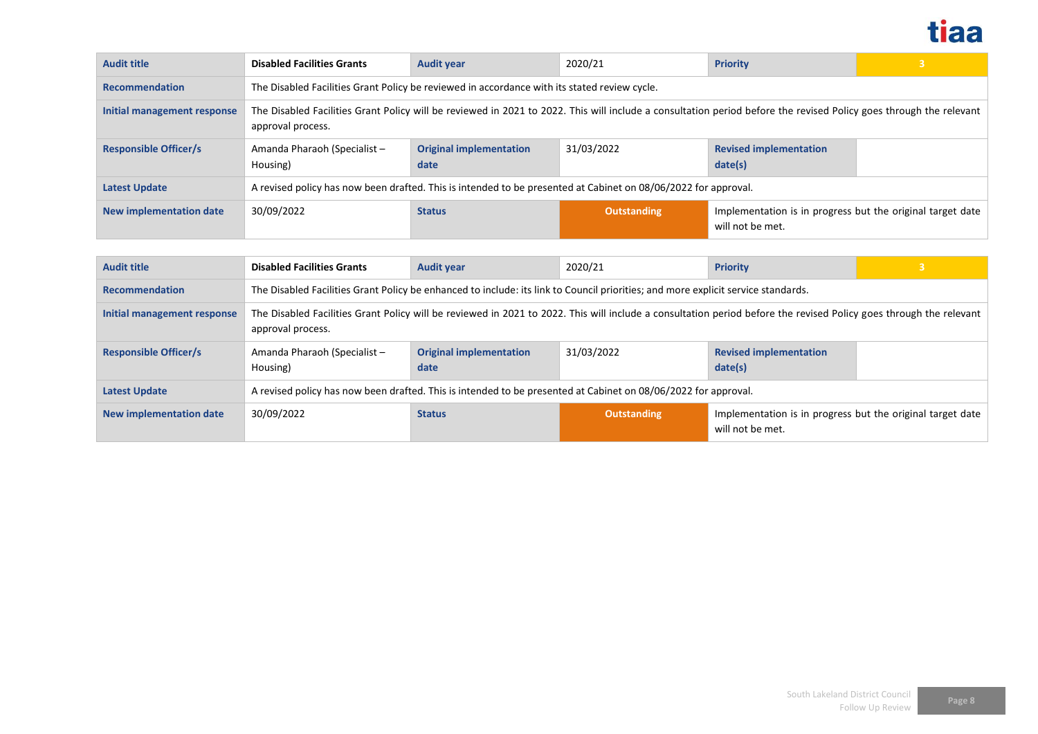| Audit title | Disabled Facilities Grants | Audit year | 2020/21 | Priority | 3 |
|---|---|---|---|---|---|
| Recommendation | The Disabled Facilities Grant Policy be reviewed in accordance with its stated review cycle. | | | | |
| Initial management response | The Disabled Facilities Grant Policy will be reviewed in 2021 to 2022. This will include a consultation period before the revised Policy goes through the relevant approval process. | | | | |
| Responsible Officer/s | Amanda Pharaoh (Specialist – Housing) | Original implementation date | 31/03/2022 | Revised implementation date(s) | |
| Latest Update | A revised policy has now been drafted. This is intended to be presented at Cabinet on 08/06/2022 for approval. | | | | |
| New implementation date | 30/09/2022 | Status | Outstanding | Implementation is in progress but the original target date will not be met. | |

| Audit title | Disabled Facilities Grants | Audit year | 2020/21 | Priority | 3 |
|---|---|---|---|---|---|
| Recommendation | The Disabled Facilities Grant Policy be enhanced to include: its link to Council priorities; and more explicit service standards. | | | | |
| Initial management response | The Disabled Facilities Grant Policy will be reviewed in 2021 to 2022. This will include a consultation period before the revised Policy goes through the relevant approval process. | | | | |
| Responsible Officer/s | Amanda Pharaoh (Specialist – Housing) | Original implementation date | 31/03/2022 | Revised implementation date(s) | |
| Latest Update | A revised policy has now been drafted. This is intended to be presented at Cabinet on 08/06/2022 for approval. | | | | |
| New implementation date | 30/09/2022 | Status | Outstanding | Implementation is in progress but the original target date will not be met. | |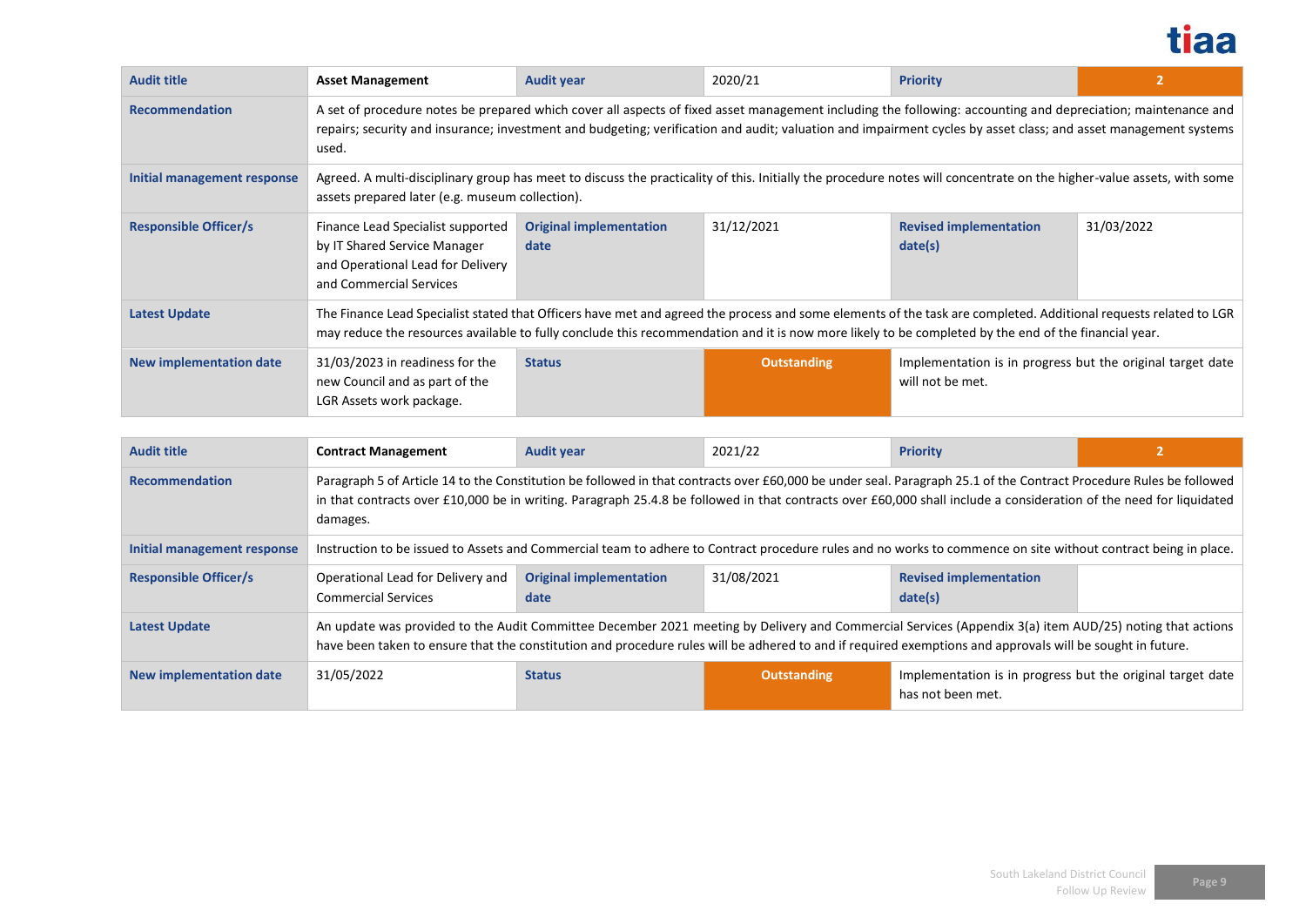| **Audit title** | **Asset Management** | **Audit year** | 2020/21 | **Priority** | 2 |
|---|---|---|---|---|---|
| **Recommendation** | A set of procedure notes be prepared which cover all aspects of fixed asset management including the following: accounting and depreciation; maintenance and repairs; security and insurance; investment and budgeting; verification and audit; valuation and impairment cycles by asset class; and asset management systems used. | | | | |
| **Initial management response** | Agreed. A multi-disciplinary group has meet to discuss the practicality of this. Initially the procedure notes will concentrate on the higher-value assets, with some assets prepared later (e.g. museum collection). | | | | |
| **Responsible Officer/s** | Finance Lead Specialist supported by IT Shared Service Manager and Operational Lead for Delivery and Commercial Services | **Original implementation date** | 31/12/2021 | **Revised implementation date(s)** | 31/03/2022 |
| **Latest Update** | The Finance Lead Specialist stated that Officers have met and agreed the process and some elements of the task are completed. Additional requests related to LGR may reduce the resources available to fully conclude this recommendation and it is now more likely to be completed by the end of the financial year. | | | | |
| **New implementation date** | 31/03/2023 in readiness for the new Council and as part of the LGR Assets work package. | **Status** | **Outstanding** | Implementation is in progress but the original target date will not be met. | |

| **Audit title** | **Contract Management** | **Audit year** | 2021/22 | **Priority** | 2 |
|---|---|---|---|---|---|
| **Recommendation** | Paragraph 5 of Article 14 to the Constitution be followed in that contracts over £60,000 be under seal. Paragraph 25.1 of the Contract Procedure Rules be followed in that contracts over £10,000 be in writing. Paragraph 25.4.8 be followed in that contracts over £60,000 shall include a consideration of the need for liquidated damages. | | | | |
| **Initial management response** | Instruction to be issued to Assets and Commercial team to adhere to Contract procedure rules and no works to commence on site without contract being in place. | | | | |
| **Responsible Officer/s** | Operational Lead for Delivery and Commercial Services | **Original implementation date** | 31/08/2021 | **Revised implementation date(s)** | |
| **Latest Update** | An update was provided to the Audit Committee December 2021 meeting by Delivery and Commercial Services (Appendix 3(a) item AUD/25) noting that actions have been taken to ensure that the constitution and procedure rules will be adhered to and if required exemptions and approvals will be sought in future. | | | | |
| **New implementation date** | 31/05/2022 | **Status** | **Outstanding** | Implementation is in progress but the original target date has not been met. | |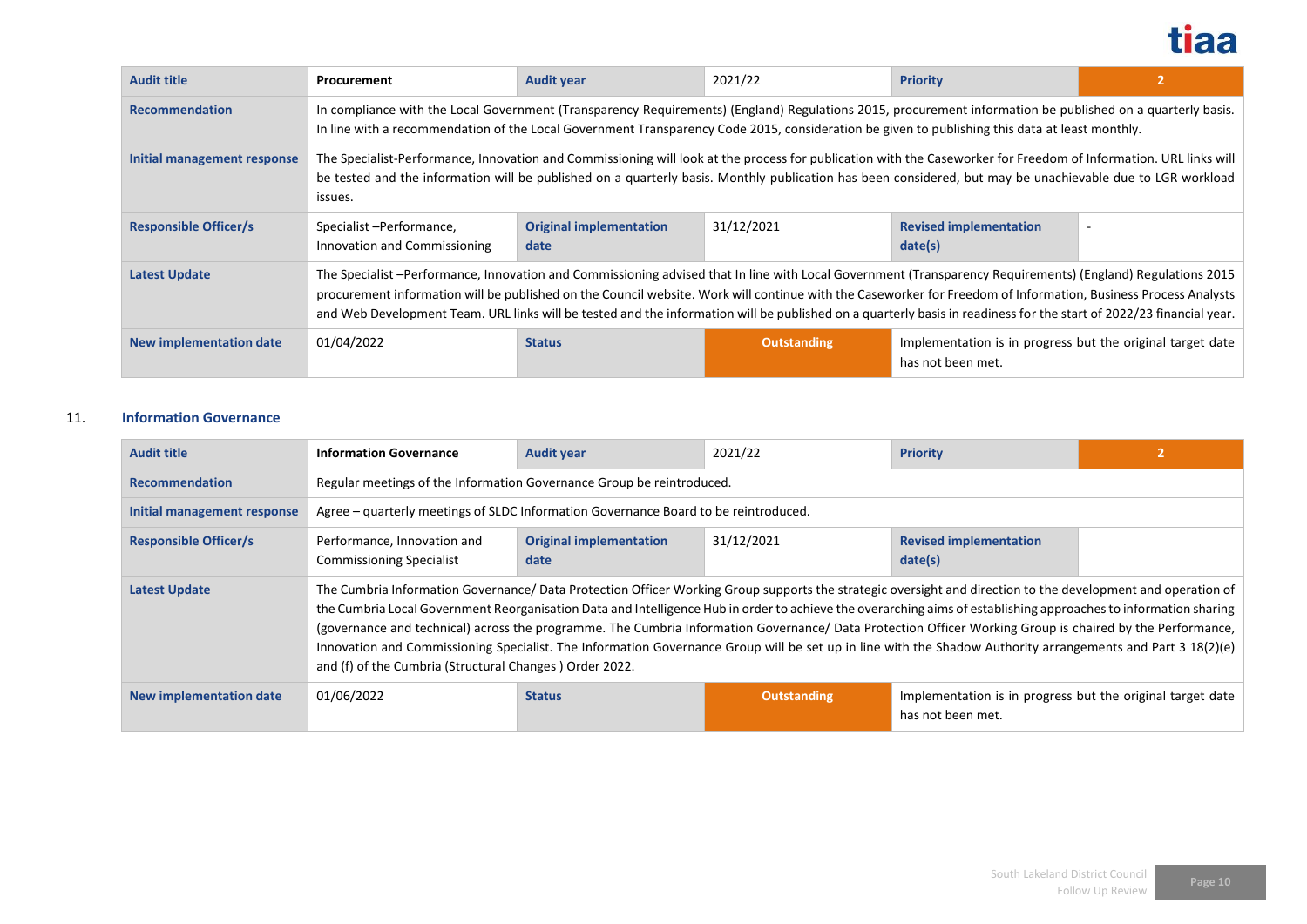| Audit title | Procurement | Audit year | 2021/22 | Priority | 2 |
|---|---|---|---|---|---|
| Recommendation | In compliance with the Local Government (Transparency Requirements) (England) Regulations 2015, procurement information be published on a quarterly basis. In line with a recommendation of the Local Government Transparency Code 2015, consideration be given to publishing this data at least monthly. | | | | |
| Initial management response | The Specialist-Performance, Innovation and Commissioning will look at the process for publication with the Caseworker for Freedom of Information. URL links will be tested and the information will be published on a quarterly basis. Monthly publication has been considered, but may be unachievable due to LGR workload issues. | | | | |
| Responsible Officer/s | Specialist –Performance, Innovation and Commissioning | Original implementation date | 31/12/2021 | Revised implementation date(s) | - |
| Latest Update | The Specialist –Performance, Innovation and Commissioning advised that In line with Local Government (Transparency Requirements) (England) Regulations 2015 procurement information will be published on the Council website. Work will continue with the Caseworker for Freedom of Information, Business Process Analysts and Web Development Team. URL links will be tested and the information will be published on a quarterly basis in readiness for the start of 2022/23 financial year. | | | | |
| New implementation date | 01/04/2022 | Status | Outstanding | Implementation is in progress but the original target date has not been met. | |

11. **Information Governance**

| Audit title | Information Governance | Audit year | 2021/22 | Priority | 2 |
|---|---|---|---|---|---|
| Recommendation | Regular meetings of the Information Governance Group be reintroduced. | | | | |
| Initial management response | Agree – quarterly meetings of SLDC Information Governance Board to be reintroduced. | | | | |
| Responsible Officer/s | Performance, Innovation and Commissioning Specialist | Original implementation date | 31/12/2021 | Revised implementation date(s) | |
| Latest Update | The Cumbria Information Governance/ Data Protection Officer Working Group supports the strategic oversight and direction to the development and operation of the Cumbria Local Government Reorganisation Data and Intelligence Hub in order to achieve the overarching aims of establishing approaches to information sharing (governance and technical) across the programme. The Cumbria Information Governance/ Data Protection Officer Working Group is chaired by the Performance, Innovation and Commissioning Specialist. The Information Governance Group will be set up in line with the Shadow Authority arrangements and Part 3 18(2)(e) and (f) of the Cumbria (Structural Changes ) Order 2022. | | | | |
| New implementation date | 01/06/2022 | Status | Outstanding | Implementation is in progress but the original target date has not been met. | |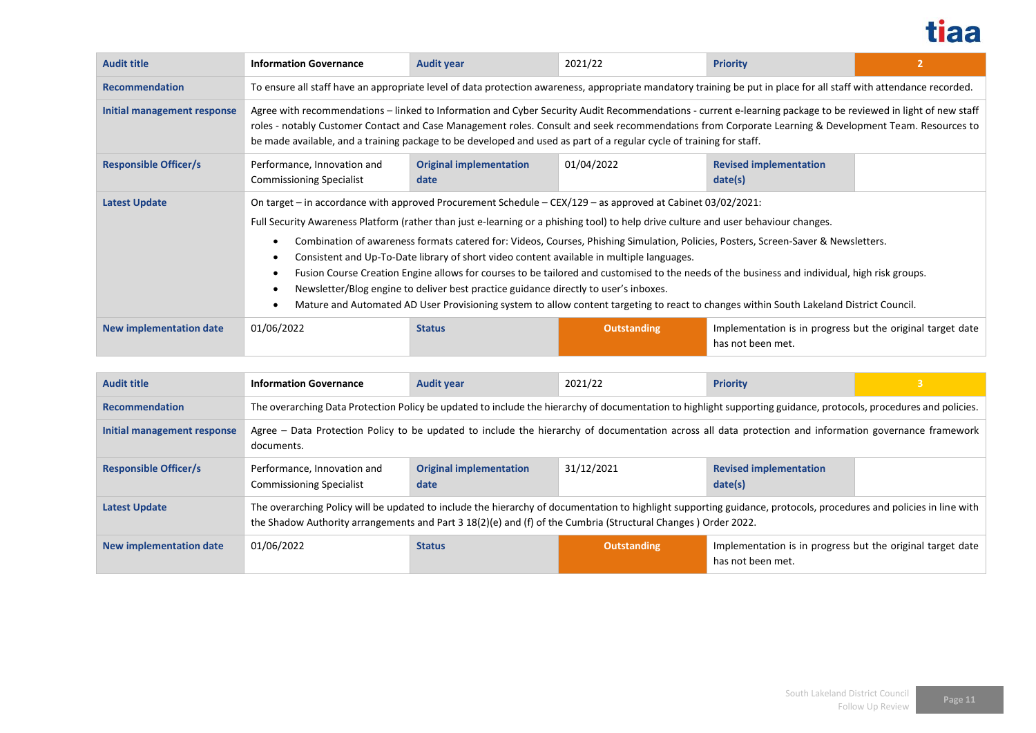| Audit title | Information Governance | Audit year | 2021/22 | Priority | 2 |
|---|---|---|---|---|---|
| Recommendation | To ensure all staff have an appropriate level of data protection awareness, appropriate mandatory training be put in place for all staff with attendance recorded. | | | | |
| Initial management response | Agree with recommendations – linked to Information and Cyber Security Audit Recommendations - current e-learning package to be reviewed in light of new staff roles - notably Customer Contact and Case Management roles. Consult and seek recommendations from Corporate Learning & Development Team. Resources to be made available, and a training package to be developed and used as part of a regular cycle of training for staff. | | | | |
| Responsible Officer/s | Performance, Innovation and Commissioning Specialist | Original implementation date | 01/04/2022 | Revised implementation date(s) | |
| Latest Update | On target – in accordance with approved Procurement Schedule – CEX/129 – as approved at Cabinet 03/02/2021: Full Security Awareness Platform (rather than just e-learning or a phishing tool) to help drive culture and user behaviour changes. <br>• Combination of awareness formats catered for: Videos, Courses, Phishing Simulation, Policies, Posters, Screen-Saver & Newsletters. <br>• Consistent and Up-To-Date library of short video content available in multiple languages. <br>• Fusion Course Creation Engine allows for courses to be tailored and customised to the needs of the business and individual, high risk groups. <br>• Newsletter/Blog engine to deliver best practice guidance directly to user's inboxes. <br>• Mature and Automated AD User Provisioning system to allow content targeting to react to changes within South Lakeland District Council. | | | | |
| New implementation date | 01/06/2022 | Status | Outstanding | Implementation is in progress but the original target date has not been met. | |

| Audit title | Information Governance | Audit year | 2021/22 | Priority | 3 |
|---|---|---|---|---|---|
| Recommendation | The overarching Data Protection Policy be updated to include the hierarchy of documentation to highlight supporting guidance, protocols, procedures and policies. | | | | |
| Initial management response | Agree – Data Protection Policy to be updated to include the hierarchy of documentation across all data protection and information governance framework documents. | | | | |
| Responsible Officer/s | Performance, Innovation and Commissioning Specialist | Original implementation date | 31/12/2021 | Revised implementation date(s) | |
| Latest Update | The overarching Policy will be updated to include the hierarchy of documentation to highlight supporting guidance, protocols, procedures and policies in line with the Shadow Authority arrangements and Part 3 18(2)(e) and (f) of the Cumbria (Structural Changes ) Order 2022. | | | | |
| New implementation date | 01/06/2022 | Status | Outstanding | Implementation is in progress but the original target date has not been met. | |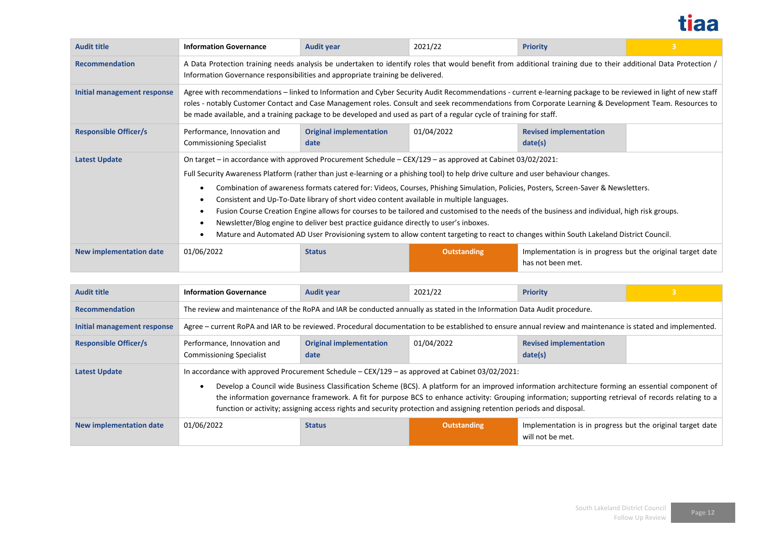| Audit title | Information Governance | Audit year | 2021/22 | Priority | 3 |
|---|---|---|---|---|---|
| Recommendation | A Data Protection training needs analysis be undertaken to identify roles that would benefit from additional training due to their additional Data Protection / Information Governance responsibilities and appropriate training be delivered. | | | | |
| Initial management response | Agree with recommendations – linked to Information and Cyber Security Audit Recommendations - current e-learning package to be reviewed in light of new staff roles - notably Customer Contact and Case Management roles. Consult and seek recommendations from Corporate Learning & Development Team. Resources to be made available, and a training package to be developed and used as part of a regular cycle of training for staff. | | | | |
| Responsible Officer/s | Performance, Innovation and Commissioning Specialist | Original implementation date | 01/04/2022 | Revised implementation date(s) | |
| Latest Update | On target – in accordance with approved Procurement Schedule – CEX/129 – as approved at Cabinet 03/02/2021:<br><br>Full Security Awareness Platform (rather than just e-learning or a phishing tool) to help drive culture and user behaviour changes.<br><br>• Combination of awareness formats catered for: Videos, Courses, Phishing Simulation, Policies, Posters, Screen-Saver & Newsletters.<br>• Consistent and Up-To-Date library of short video content available in multiple languages.<br>• Fusion Course Creation Engine allows for courses to be tailored and customised to the needs of the business and individual, high risk groups.<br>• Newsletter/Blog engine to deliver best practice guidance directly to user's inboxes.<br>• Mature and Automated AD User Provisioning system to allow content targeting to react to changes within South Lakeland District Council. | | | | |
| New implementation date | 01/06/2022 | Status | Outstanding | Implementation is in progress but the original target date has not been met. | |

| Audit title | Information Governance | Audit year | 2021/22 | Priority | 3 |
|---|---|---|---|---|---|
| Recommendation | The review and maintenance of the RoPA and IAR be conducted annually as stated in the Information Data Audit procedure. | | | | |
| Initial management response | Agree – current RoPA and IAR to be reviewed. Procedural documentation to be established to ensure annual review and maintenance is stated and implemented. | | | | |
| Responsible Officer/s | Performance, Innovation and Commissioning Specialist | Original implementation date | 01/04/2022 | Revised implementation date(s) | |
| Latest Update | In accordance with approved Procurement Schedule – CEX/129 – as approved at Cabinet 03/02/2021:<br><br>• Develop a Council wide Business Classification Scheme (BCS). A platform for an improved information architecture forming an essential component of the information governance framework. A fit for purpose BCS to enhance activity: Grouping information; supporting retrieval of records relating to a function or activity; assigning access rights and security protection and assigning retention periods and disposal. | | | | |
| New implementation date | 01/06/2022 | Status | Outstanding | Implementation is in progress but the original target date will not be met. | |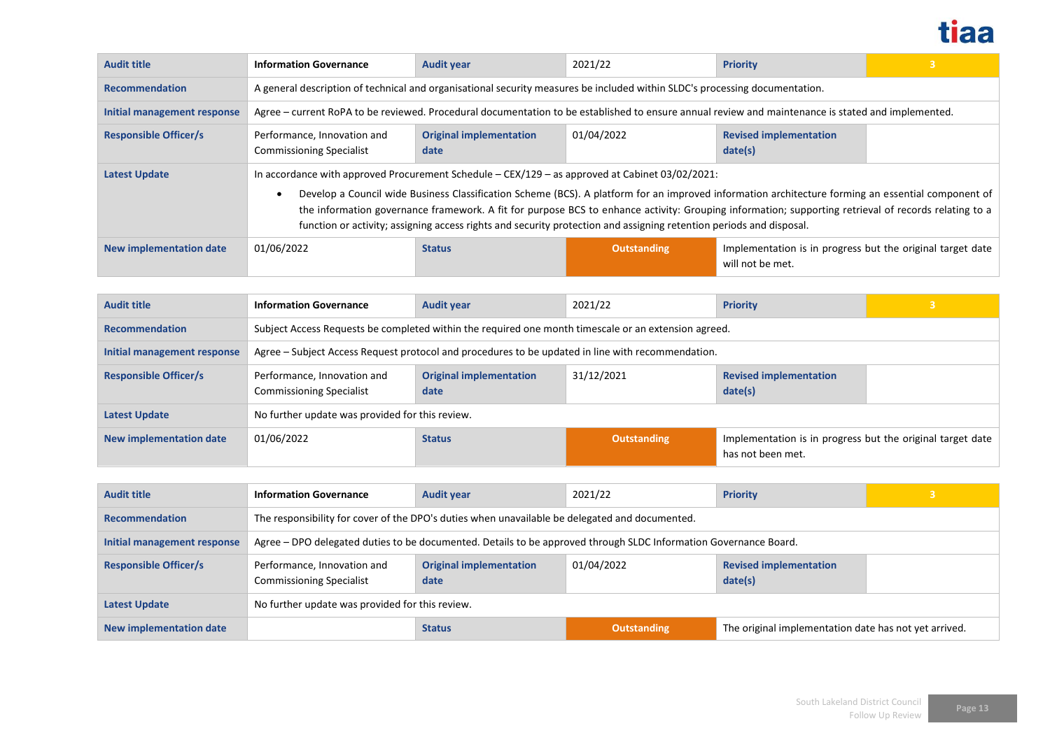| Audit title | Information Governance | Audit year | 2021/22 | Priority | 3 |
|---|---|---|---|---|---|
| Recommendation | A general description of technical and organisational security measures be included within SLDC's processing documentation. | | | | |
| Initial management response | Agree – current RoPA to be reviewed. Procedural documentation to be established to ensure annual review and maintenance is stated and implemented. | | | | |
| Responsible Officer/s | Performance, Innovation and Commissioning Specialist | Original implementation date | 01/04/2022 | Revised implementation date(s) | |
| Latest Update | In accordance with approved Procurement Schedule – CEX/129 – as approved at Cabinet 03/02/2021: <br>• Develop a Council wide Business Classification Scheme (BCS). A platform for an improved information architecture forming an essential component of the information governance framework. A fit for purpose BCS to enhance activity: Grouping information; supporting retrieval of records relating to a function or activity; assigning access rights and security protection and assigning retention periods and disposal. | | | | |
| New implementation date | 01/06/2022 | Status | Outstanding | Implementation is in progress but the original target date will not be met. | |

| Audit title | Information Governance | Audit year | 2021/22 | Priority | 3 |
|---|---|---|---|---|---|
| Recommendation | Subject Access Requests be completed within the required one month timescale or an extension agreed. | | | | |
| Initial management response | Agree – Subject Access Request protocol and procedures to be updated in line with recommendation. | | | | |
| Responsible Officer/s | Performance, Innovation and Commissioning Specialist | Original implementation date | 31/12/2021 | Revised implementation date(s) | |
| Latest Update | No further update was provided for this review. | | | | |
| New implementation date | 01/06/2022 | Status | Outstanding | Implementation is in progress but the original target date has not been met. | |

| Audit title | Information Governance | Audit year | 2021/22 | Priority | 3 |
|---|---|---|---|---|---|
| Recommendation | The responsibility for cover of the DPO's duties when unavailable be delegated and documented. | | | | |
| Initial management response | Agree – DPO delegated duties to be documented. Details to be approved through SLDC Information Governance Board. | | | | |
| Responsible Officer/s | Performance, Innovation and Commissioning Specialist | Original implementation date | 01/04/2022 | Revised implementation date(s) | |
| Latest Update | No further update was provided for this review. | | | | |
| New implementation date | | Status | Outstanding | The original implementation date has not yet arrived. | |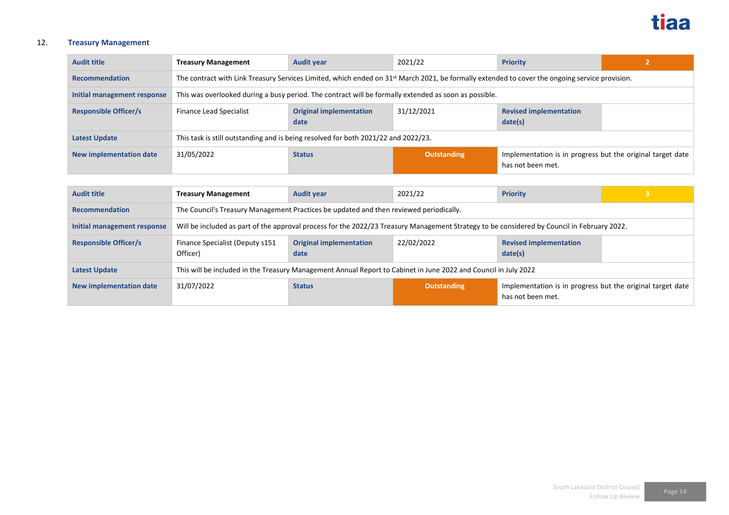## 12. Treasury Management

| Audit title | Treasury Management | Audit year | 2021/22 | Priority | 2 |
|---|---|---|---|---|---|
| Recommendation | The contract with Link Treasury Services Limited, which ended on 31st March 2021, be formally extended to cover the ongoing service provision. | | | | |
| Initial management response | This was overlooked during a busy period. The contract will be formally extended as soon as possible. | | | | |
| Responsible Officer/s | Finance Lead Specialist | Original implementation date | 31/12/2021 | Revised implementation date(s) | |
| Latest Update | This task is still outstanding and is being resolved for both 2021/22 and 2022/23. | | | | |
| New implementation date | 31/05/2022 | Status | Outstanding | Implementation is in progress but the original target date has not been met. | |

| Audit title | Treasury Management | Audit year | 2021/22 | Priority | 3 |
|---|---|---|---|---|---|
| Recommendation | The Council's Treasury Management Practices be updated and then reviewed periodically. | | | | |
| Initial management response | Will be included as part of the approval process for the 2022/23 Treasury Management Strategy to be considered by Council in February 2022. | | | | |
| Responsible Officer/s | Finance Specialist (Deputy s151 Officer) | Original implementation date | 22/02/2022 | Revised implementation date(s) | |
| Latest Update | This will be included in the Treasury Management Annual Report to Cabinet in June 2022 and Council in July 2022 | | | | |
| New implementation date | 31/07/2022 | Status | Outstanding | Implementation is in progress but the original target date has not been met. | |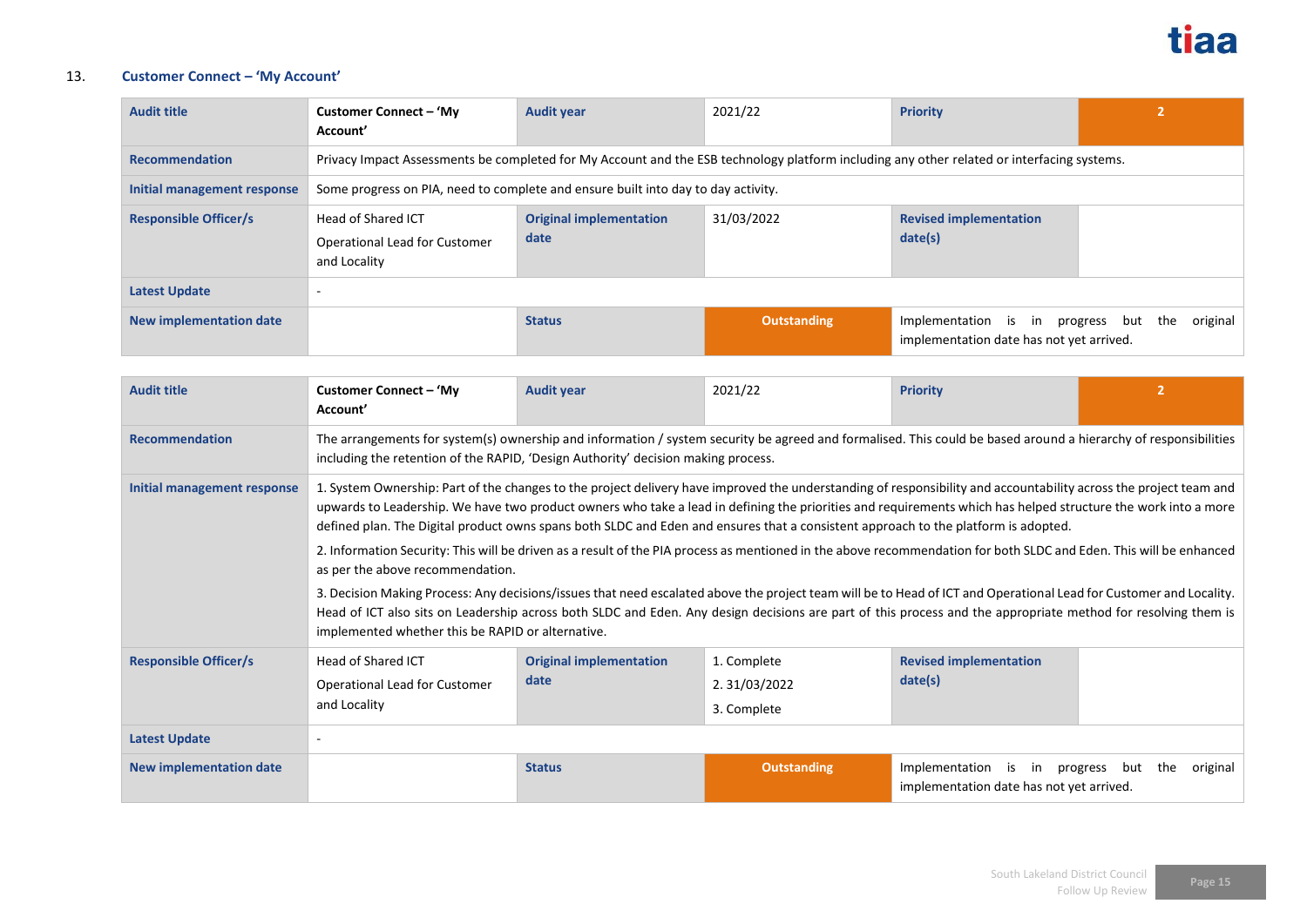## 13. Customer Connect – 'My Account'

| Audit title | Customer Connect – 'My Account' | Audit year | 2021/22 | Priority | 2 |
|---|---|---|---|---|---|
| Recommendation | Privacy Impact Assessments be completed for My Account and the ESB technology platform including any other related or interfacing systems. | | | | |
| Initial management response | Some progress on PIA, need to complete and ensure built into day to day activity. | | | | |
| Responsible Officer/s | Head of Shared ICT<br>Operational Lead for Customer and Locality | Original implementation date | 31/03/2022 | Revised implementation date(s) | |
| Latest Update | - | | | | |
| New implementation date | | Status | Outstanding | Implementation is in progress but the original implementation date has not yet arrived. | |

| Audit title | Customer Connect – 'My Account' | Audit year | 2021/22 | Priority | 2 |
|---|---|---|---|---|---|
| Recommendation | The arrangements for system(s) ownership and information / system security be agreed and formalised. This could be based around a hierarchy of responsibilities including the retention of the RAPID, 'Design Authority' decision making process. | | | | |
| Initial management response | 1. System Ownership: Part of the changes to the project delivery have improved the understanding of responsibility and accountability across the project team and upwards to Leadership. We have two product owners who take a lead in defining the priorities and requirements which has helped structure the work into a more defined plan. The Digital product owns spans both SLDC and Eden and ensures that a consistent approach to the platform is adopted.<br>2. Information Security: This will be driven as a result of the PIA process as mentioned in the above recommendation for both SLDC and Eden. This will be enhanced as per the above recommendation.<br>3. Decision Making Process: Any decisions/issues that need escalated above the project team will be to Head of ICT and Operational Lead for Customer and Locality. Head of ICT also sits on Leadership across both SLDC and Eden. Any design decisions are part of this process and the appropriate method for resolving them is implemented whether this be RAPID or alternative. | | | | |
| Responsible Officer/s | Head of Shared ICT<br>Operational Lead for Customer and Locality | Original implementation date | 1. Complete<br>2. 31/03/2022<br>3. Complete | Revised implementation date(s) | |
| Latest Update | - | | | | |
| New implementation date | | Status | Outstanding | Implementation is in progress but the original implementation date has not yet arrived. | |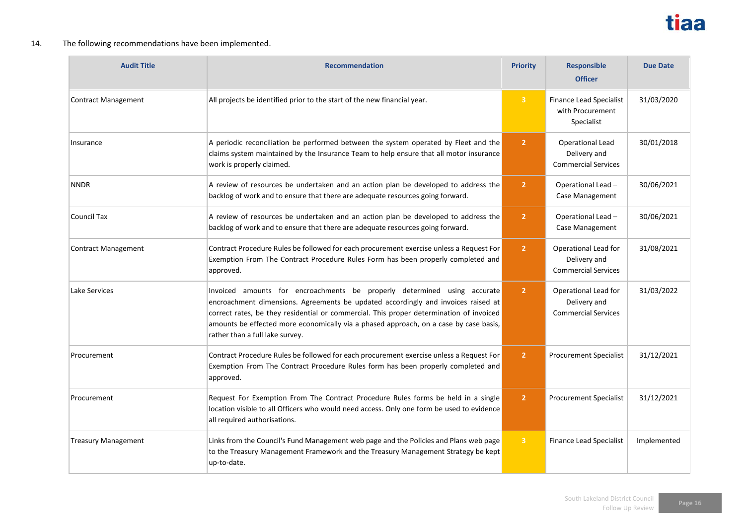14. The following recommendations have been implemented.

| Audit Title | Recommendation | Priority | Responsible Officer | Due Date |
|---|---|---|---|---|
| Contract Management | All projects be identified prior to the start of the new financial year. | 3 | Finance Lead Specialist with Procurement Specialist | 31/03/2020 |
| Insurance | A periodic reconciliation be performed between the system operated by Fleet and the claims system maintained by the Insurance Team to help ensure that all motor insurance work is properly claimed. | 2 | Operational Lead Delivery and Commercial Services | 30/01/2018 |
| NNDR | A review of resources be undertaken and an action plan be developed to address the backlog of work and to ensure that there are adequate resources going forward. | 2 | Operational Lead – Case Management | 30/06/2021 |
| Council Tax | A review of resources be undertaken and an action plan be developed to address the backlog of work and to ensure that there are adequate resources going forward. | 2 | Operational Lead – Case Management | 30/06/2021 |
| Contract Management | Contract Procedure Rules be followed for each procurement exercise unless a Request For Exemption From The Contract Procedure Rules Form has been properly completed and approved. | 2 | Operational Lead for Delivery and Commercial Services | 31/08/2021 |
| Lake Services | Invoiced amounts for encroachments be properly determined using accurate encroachment dimensions. Agreements be updated accordingly and invoices raised at correct rates, be they residential or commercial. This proper determination of invoiced amounts be effected more economically via a phased approach, on a case by case basis, rather than a full lake survey. | 2 | Operational Lead for Delivery and Commercial Services | 31/03/2022 |
| Procurement | Contract Procedure Rules be followed for each procurement exercise unless a Request For Exemption From The Contract Procedure Rules form has been properly completed and approved. | 2 | Procurement Specialist | 31/12/2021 |
| Procurement | Request For Exemption From The Contract Procedure Rules forms be held in a single location visible to all Officers who would need access. Only one form be used to evidence all required authorisations. | 2 | Procurement Specialist | 31/12/2021 |
| Treasury Management | Links from the Council's Fund Management web page and the Policies and Plans web page to the Treasury Management Framework and the Treasury Management Strategy be kept up-to-date. | 3 | Finance Lead Specialist | Implemented |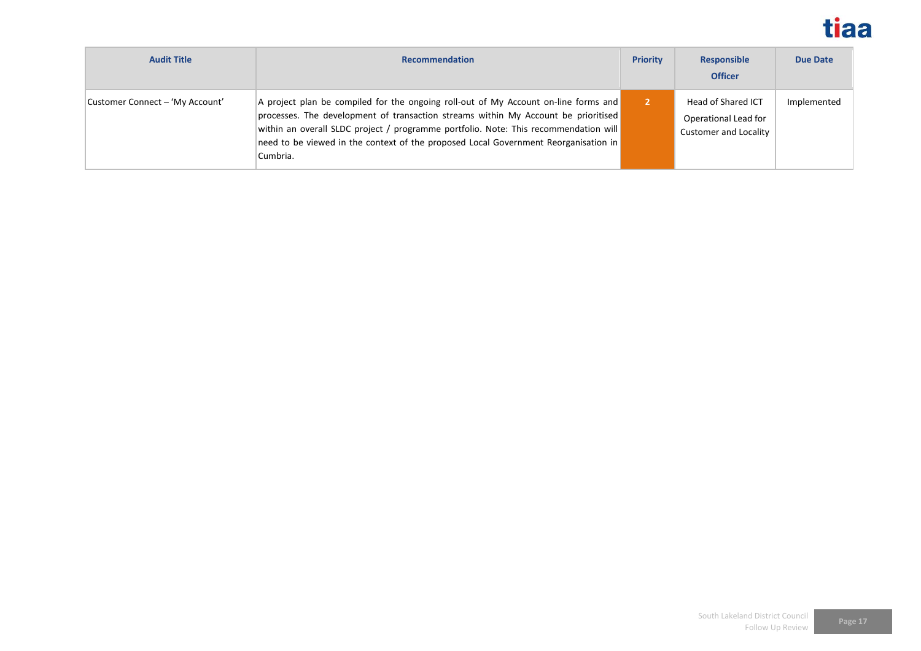| Audit Title | Recommendation | Priority | Responsible Officer | Due Date |
|---|---|---|---|---|
| Customer Connect – 'My Account' | A project plan be compiled for the ongoing roll-out of My Account on-line forms and processes. The development of transaction streams within My Account be prioritised within an overall SLDC project / programme portfolio. Note: This recommendation will need to be viewed in the context of the proposed Local Government Reorganisation in Cumbria. | 2 | Head of Shared ICT Operational Lead for Customer and Locality | Implemented |